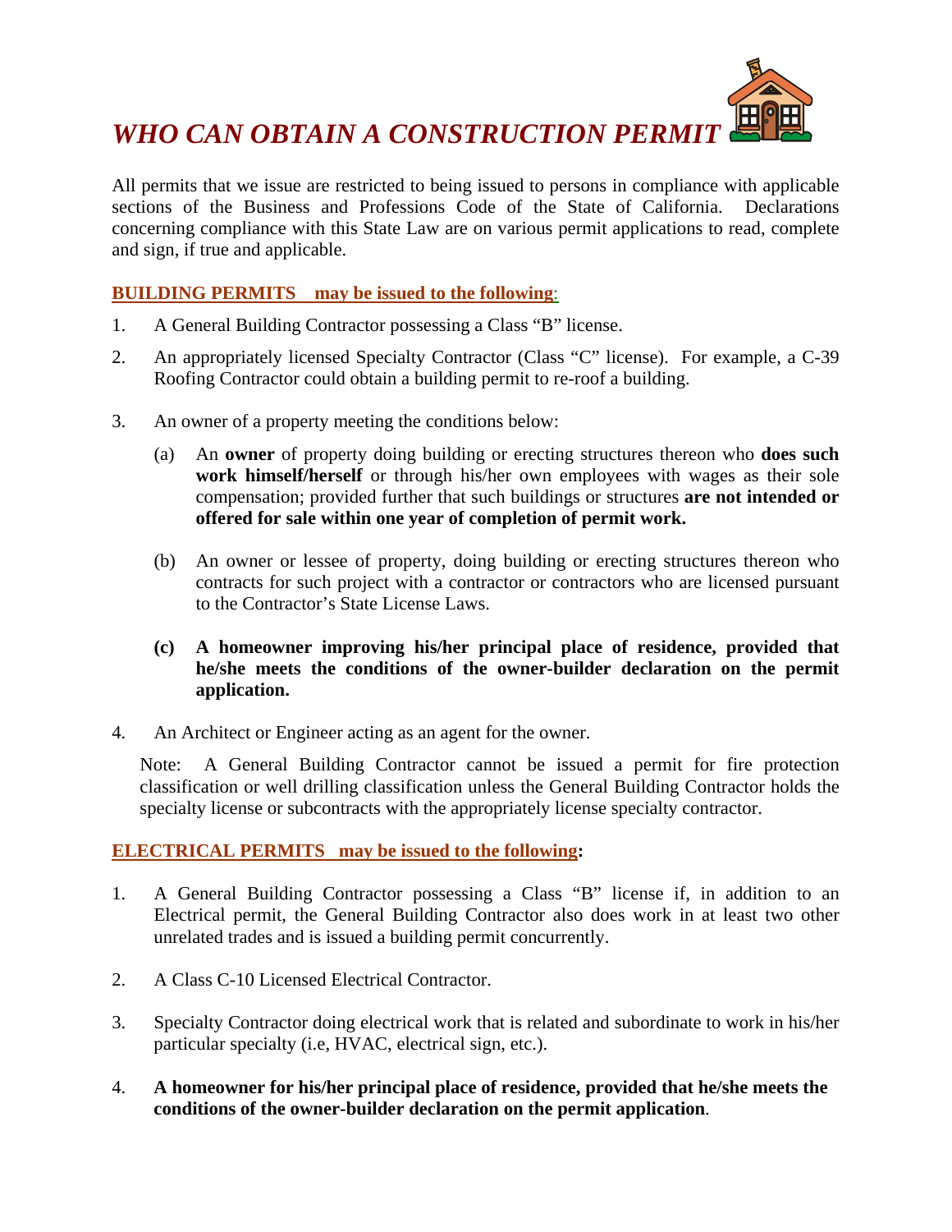# *WHO CAN OBTAIN A CONSTRUCTION PERMIT*

All permits that we issue are restricted to being issued to persons in compliance with applicable sections of the Business and Professions Code of the State of California. Declarations concerning compliance with this State Law are on various permit applications to read, complete and sign, if true and applicable.

**BUILDING PERMITS may be issued to the following:**

1. A General Building Contractor possessing a Class "B" license.
2. An appropriately licensed Specialty Contractor (Class "C" license). For example, a C-39 Roofing Contractor could obtain a building permit to re-roof a building.
3. An owner of a property meeting the conditions below:

   (a) An **owner** of property doing building or erecting structures thereon who **does such work himself/herself** or through his/her own employees with wages as their sole compensation; provided further that such buildings or structures **are not intended or offered for sale within one year of completion of permit work.**

   (b) An owner or lessee of property, doing building or erecting structures thereon who contracts for such project with a contractor or contractors who are licensed pursuant to the Contractor's State License Laws.

   **(c) A homeowner improving his/her principal place of residence, provided that he/she meets the conditions of the owner-builder declaration on the permit application.**

4. An Architect or Engineer acting as an agent for the owner.

   Note: A General Building Contractor cannot be issued a permit for fire protection classification or well drilling classification unless the General Building Contractor holds the specialty license or subcontracts with the appropriately license specialty contractor.

**ELECTRICAL PERMITS may be issued to the following:**

1. A General Building Contractor possessing a Class "B" license if, in addition to an Electrical permit, the General Building Contractor also does work in at least two other unrelated trades and is issued a building permit concurrently.
2. A Class C-10 Licensed Electrical Contractor.
3. Specialty Contractor doing electrical work that is related and subordinate to work in his/her particular specialty (i.e, HVAC, electrical sign, etc.).
4. **A homeowner for his/her principal place of residence, provided that he/she meets the conditions of the owner-builder declaration on the permit application**.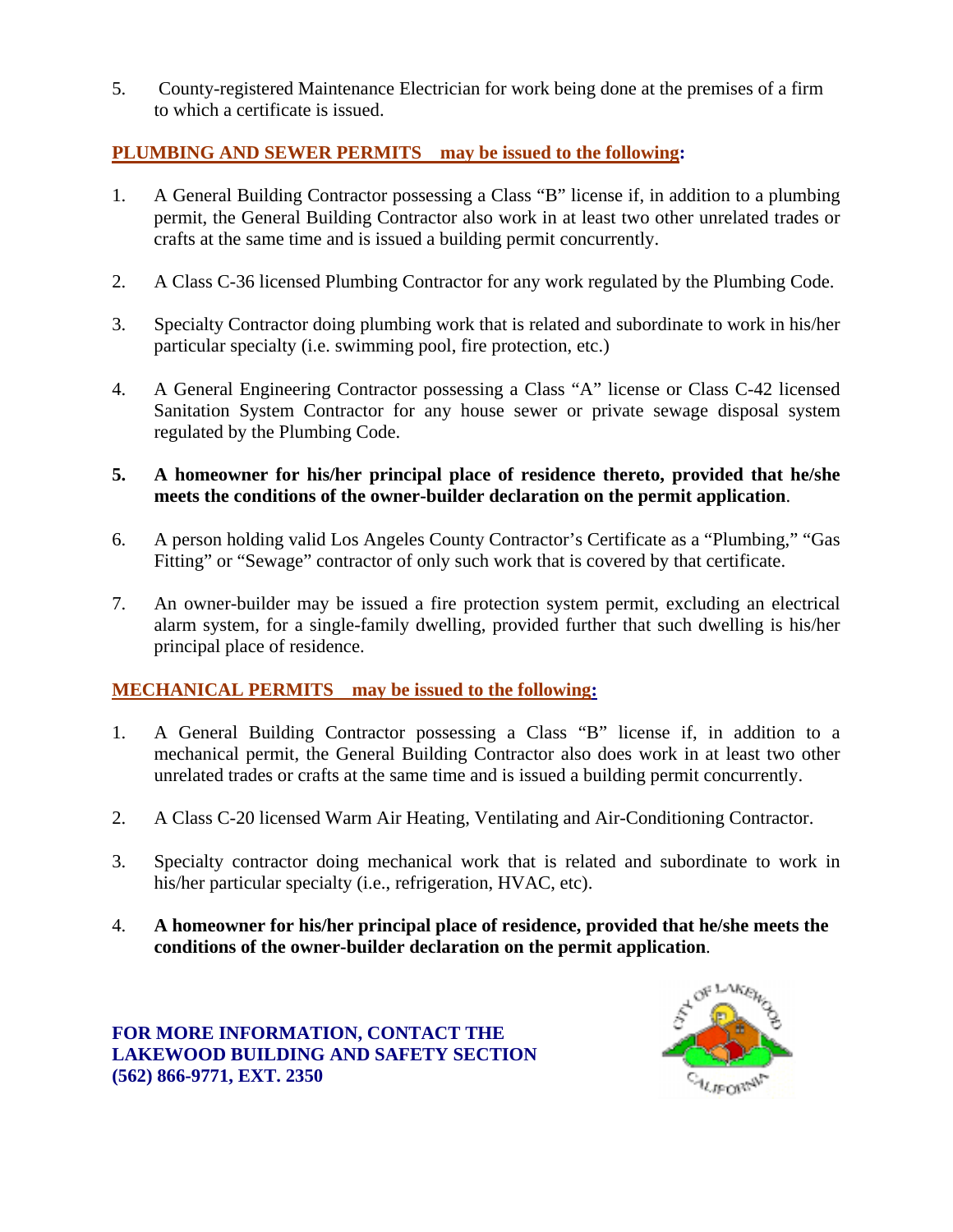5. County-registered Maintenance Electrician for work being done at the premises of a firm to which a certificate is issued.

## PLUMBING AND SEWER PERMITS may be issued to the following:

1. A General Building Contractor possessing a Class "B" license if, in addition to a plumbing permit, the General Building Contractor also work in at least two other unrelated trades or crafts at the same time and is issued a building permit concurrently.

2. A Class C-36 licensed Plumbing Contractor for any work regulated by the Plumbing Code.

3. Specialty Contractor doing plumbing work that is related and subordinate to work in his/her particular specialty (i.e. swimming pool, fire protection, etc.)

4. A General Engineering Contractor possessing a Class "A" license or Class C-42 licensed Sanitation System Contractor for any house sewer or private sewage disposal system regulated by the Plumbing Code.

5. **A homeowner for his/her principal place of residence thereto, provided that he/she meets the conditions of the owner-builder declaration on the permit application**.

6. A person holding valid Los Angeles County Contractor's Certificate as a "Plumbing," "Gas Fitting" or "Sewage" contractor of only such work that is covered by that certificate.

7. An owner-builder may be issued a fire protection system permit, excluding an electrical alarm system, for a single-family dwelling, provided further that such dwelling is his/her principal place of residence.

## MECHANICAL PERMITS may be issued to the following:

1. A General Building Contractor possessing a Class "B" license if, in addition to a mechanical permit, the General Building Contractor also does work in at least two other unrelated trades or crafts at the same time and is issued a building permit concurrently.

2. A Class C-20 licensed Warm Air Heating, Ventilating and Air-Conditioning Contractor.

3. Specialty contractor doing mechanical work that is related and subordinate to work in his/her particular specialty (i.e., refrigeration, HVAC, etc).

4. **A homeowner for his/her principal place of residence, provided that he/she meets the conditions of the owner-builder declaration on the permit application**.

**FOR MORE INFORMATION, CONTACT THE LAKEWOOD BUILDING AND SAFETY SECTION (562) 866-9771, EXT. 2350**

CITY OF LAKEWOOD CALIFORNIA